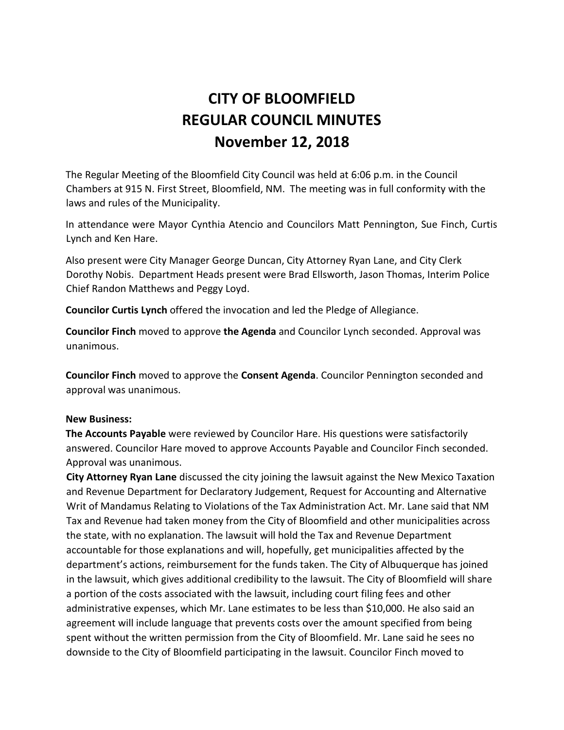# CITY OF BLOOMFIELD
# REGULAR COUNCIL MINUTES
# November 12, 2018

The Regular Meeting of the Bloomfield City Council was held at 6:06 p.m. in the Council Chambers at 915 N. First Street, Bloomfield, NM. The meeting was in full conformity with the laws and rules of the Municipality.

In attendance were Mayor Cynthia Atencio and Councilors Matt Pennington, Sue Finch, Curtis Lynch and Ken Hare.

Also present were City Manager George Duncan, City Attorney Ryan Lane, and City Clerk Dorothy Nobis. Department Heads present were Brad Ellsworth, Jason Thomas, Interim Police Chief Randon Matthews and Peggy Loyd.

**Councilor Curtis Lynch** offered the invocation and led the Pledge of Allegiance.

**Councilor Finch** moved to approve **the Agenda** and Councilor Lynch seconded. Approval was unanimous.

**Councilor Finch** moved to approve the **Consent Agenda**. Councilor Pennington seconded and approval was unanimous.

**New Business:**

**The Accounts Payable** were reviewed by Councilor Hare. His questions were satisfactorily answered. Councilor Hare moved to approve Accounts Payable and Councilor Finch seconded. Approval was unanimous.

**City Attorney Ryan Lane** discussed the city joining the lawsuit against the New Mexico Taxation and Revenue Department for Declaratory Judgement, Request for Accounting and Alternative Writ of Mandamus Relating to Violations of the Tax Administration Act. Mr. Lane said that NM Tax and Revenue had taken money from the City of Bloomfield and other municipalities across the state, with no explanation. The lawsuit will hold the Tax and Revenue Department accountable for those explanations and will, hopefully, get municipalities affected by the department's actions, reimbursement for the funds taken. The City of Albuquerque has joined in the lawsuit, which gives additional credibility to the lawsuit. The City of Bloomfield will share a portion of the costs associated with the lawsuit, including court filing fees and other administrative expenses, which Mr. Lane estimates to be less than $10,000. He also said an agreement will include language that prevents costs over the amount specified from being spent without the written permission from the City of Bloomfield. Mr. Lane said he sees no downside to the City of Bloomfield participating in the lawsuit. Councilor Finch moved to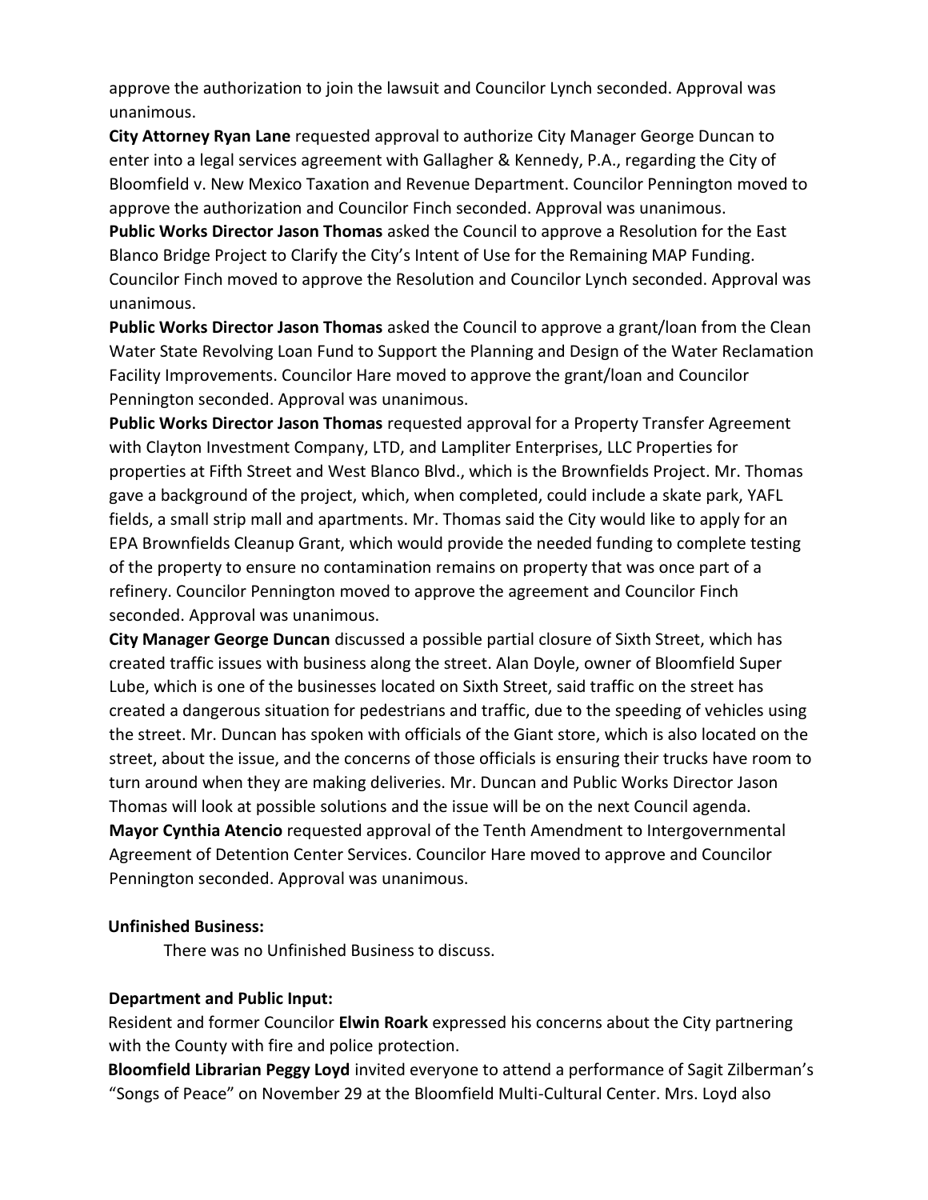approve the authorization to join the lawsuit and Councilor Lynch seconded. Approval was unanimous.

**City Attorney Ryan Lane** requested approval to authorize City Manager George Duncan to enter into a legal services agreement with Gallagher & Kennedy, P.A., regarding the City of Bloomfield v. New Mexico Taxation and Revenue Department. Councilor Pennington moved to approve the authorization and Councilor Finch seconded. Approval was unanimous.

**Public Works Director Jason Thomas** asked the Council to approve a Resolution for the East Blanco Bridge Project to Clarify the City's Intent of Use for the Remaining MAP Funding. Councilor Finch moved to approve the Resolution and Councilor Lynch seconded. Approval was unanimous.

**Public Works Director Jason Thomas** asked the Council to approve a grant/loan from the Clean Water State Revolving Loan Fund to Support the Planning and Design of the Water Reclamation Facility Improvements. Councilor Hare moved to approve the grant/loan and Councilor Pennington seconded. Approval was unanimous.

**Public Works Director Jason Thomas** requested approval for a Property Transfer Agreement with Clayton Investment Company, LTD, and Lampliter Enterprises, LLC Properties for properties at Fifth Street and West Blanco Blvd., which is the Brownfields Project. Mr. Thomas gave a background of the project, which, when completed, could include a skate park, YAFL fields, a small strip mall and apartments. Mr. Thomas said the City would like to apply for an EPA Brownfields Cleanup Grant, which would provide the needed funding to complete testing of the property to ensure no contamination remains on property that was once part of a refinery. Councilor Pennington moved to approve the agreement and Councilor Finch seconded. Approval was unanimous.

**City Manager George Duncan** discussed a possible partial closure of Sixth Street, which has created traffic issues with business along the street. Alan Doyle, owner of Bloomfield Super Lube, which is one of the businesses located on Sixth Street, said traffic on the street has created a dangerous situation for pedestrians and traffic, due to the speeding of vehicles using the street. Mr. Duncan has spoken with officials of the Giant store, which is also located on the street, about the issue, and the concerns of those officials is ensuring their trucks have room to turn around when they are making deliveries. Mr. Duncan and Public Works Director Jason Thomas will look at possible solutions and the issue will be on the next Council agenda.

**Mayor Cynthia Atencio** requested approval of the Tenth Amendment to Intergovernmental Agreement of Detention Center Services. Councilor Hare moved to approve and Councilor Pennington seconded. Approval was unanimous.

**Unfinished Business:**

There was no Unfinished Business to discuss.

**Department and Public Input:**

Resident and former Councilor **Elwin Roark** expressed his concerns about the City partnering with the County with fire and police protection.

**Bloomfield Librarian Peggy Loyd** invited everyone to attend a performance of Sagit Zilberman's "Songs of Peace" on November 29 at the Bloomfield Multi-Cultural Center. Mrs. Loyd also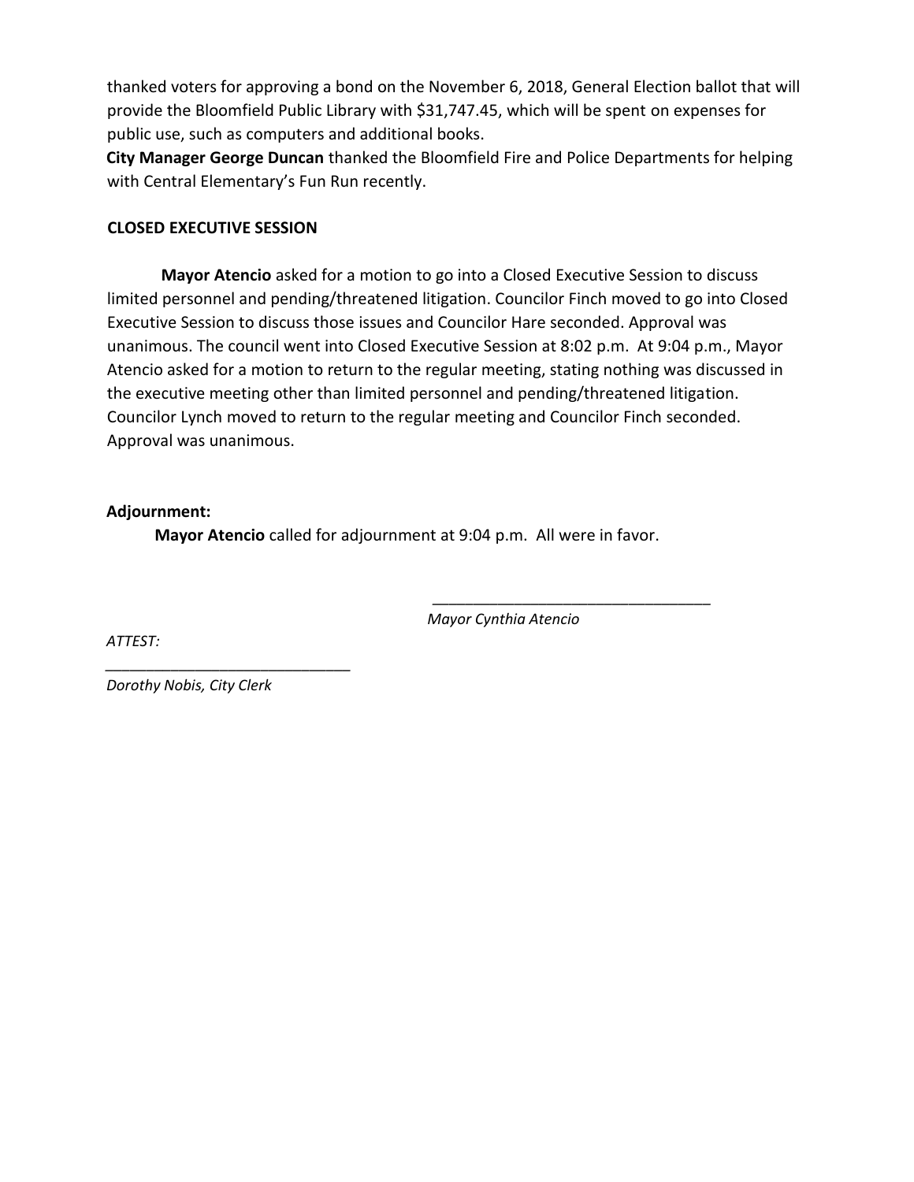thanked voters for approving a bond on the November 6, 2018, General Election ballot that will provide the Bloomfield Public Library with $31,747.45, which will be spent on expenses for public use, such as computers and additional books.

**City Manager George Duncan** thanked the Bloomfield Fire and Police Departments for helping with Central Elementary's Fun Run recently.

**CLOSED EXECUTIVE SESSION**

**Mayor Atencio** asked for a motion to go into a Closed Executive Session to discuss limited personnel and pending/threatened litigation. Councilor Finch moved to go into Closed Executive Session to discuss those issues and Councilor Hare seconded. Approval was unanimous. The council went into Closed Executive Session at 8:02 p.m. At 9:04 p.m., Mayor Atencio asked for a motion to return to the regular meeting, stating nothing was discussed in the executive meeting other than limited personnel and pending/threatened litigation. Councilor Lynch moved to return to the regular meeting and Councilor Finch seconded. Approval was unanimous.

**Adjournment:**

**Mayor Atencio** called for adjournment at 9:04 p.m. All were in favor.

_________________________________

*Mayor Cynthia Atencio*

*ATTEST:*

_____________________________

*Dorothy Nobis, City Clerk*